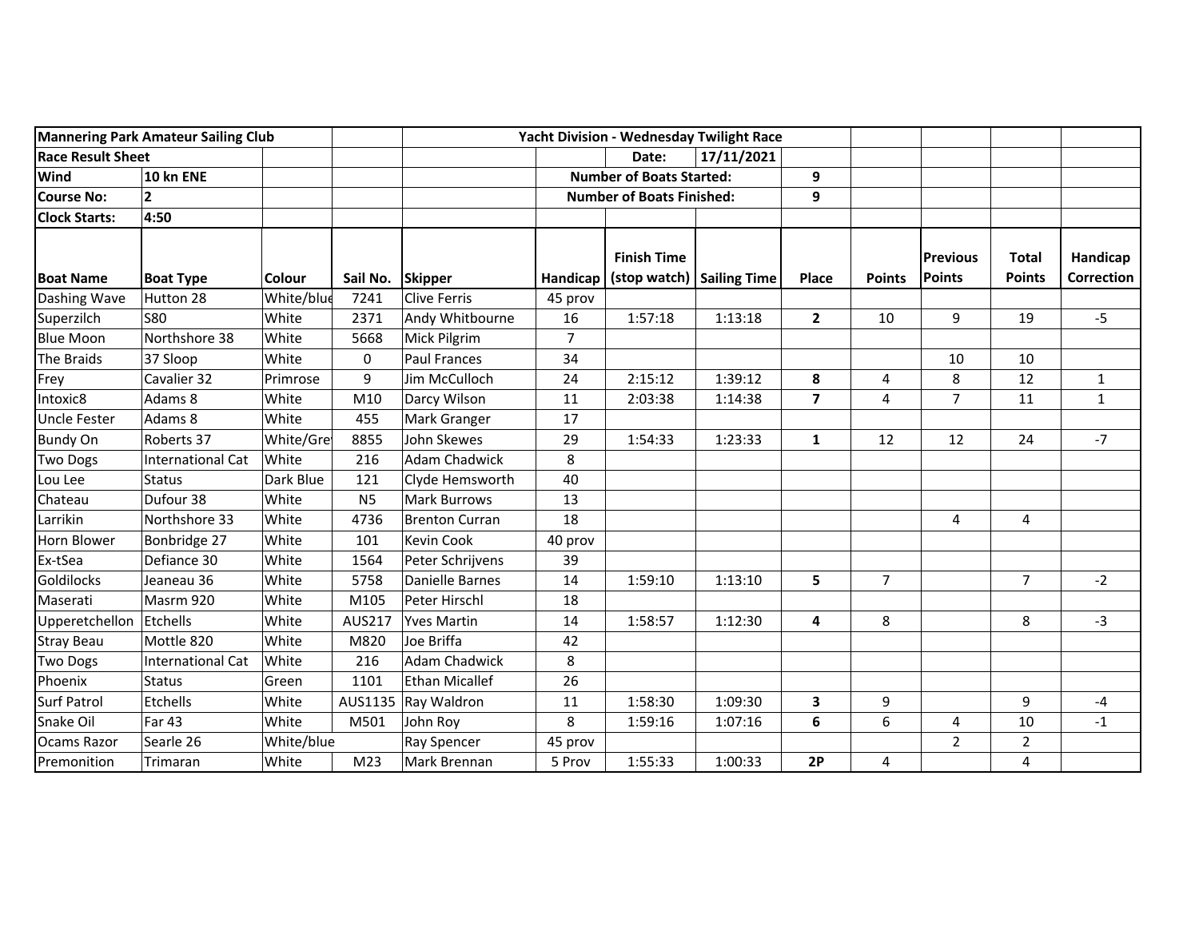| Mannering Park Amateur Sailing Club | | | | | Yacht Division - Wednesday Twilight Race | | | | | | | |
|---|---|---|---|---|---|---|---|---|---|---|---|---|
| **Race Result Sheet** | | | | | | Date: | 17/11/2021 | | | | | |
| **Wind** | 10 kn ENE | | | | Number of Boats Started: | | | 9 | | | | |
| **Course No:** | 2 | | | | Number of Boats Finished: | | | 9 | | | | |
| **Clock Starts:** | 4:50 | | | | | | | | | | | |
| **Boat Name** | **Boat Type** | **Colour** | **Sail No.** | **Skipper** | **Handicap** | **Finish Time (stop watch)** | **Sailing Time** | **Place** | **Points** | **Previous Points** | **Total Points** | **Handicap Correction** |
| Dashing Wave | Hutton 28 | White/blue | 7241 | Clive Ferris | 45 prov | | | | | | | |
| Superzilch | S80 | White | 2371 | Andy Whitbourne | 16 | 1:57:18 | 1:13:18 | **2** | 10 | 9 | 19 | -5 |
| Blue Moon | Northshore 38 | White | 5668 | Mick Pilgrim | 7 | | | | | | | |
| The Braids | 37 Sloop | White | 0 | Paul Frances | 34 | | | | | 10 | 10 | |
| Frey | Cavalier 32 | Primrose | 9 | Jim McCulloch | 24 | 2:15:12 | 1:39:12 | **8** | 4 | 8 | 12 | 1 |
| Intoxic8 | Adams 8 | White | M10 | Darcy Wilson | 11 | 2:03:38 | 1:14:38 | **7** | 4 | 7 | 11 | 1 |
| Uncle Fester | Adams 8 | White | 455 | Mark Granger | 17 | | | | | | | |
| Bundy On | Roberts 37 | White/Grey | 8855 | John Skewes | 29 | 1:54:33 | 1:23:33 | **1** | 12 | 12 | 24 | -7 |
| Two Dogs | International Cat | White | 216 | Adam Chadwick | 8 | | | | | | | |
| Lou Lee | Status | Dark Blue | 121 | Clyde Hemsworth | 40 | | | | | | | |
| Chateau | Dufour 38 | White | N5 | Mark Burrows | 13 | | | | | | | |
| Larrikin | Northshore 33 | White | 4736 | Brenton Curran | 18 | | | | | 4 | 4 | |
| Horn Blower | Bonbridge 27 | White | 101 | Kevin Cook | 40 prov | | | | | | | |
| Ex-tSea | Defiance 30 | White | 1564 | Peter Schrijvens | 39 | | | | | | | |
| Goldilocks | Jeaneau 36 | White | 5758 | Danielle Barnes | 14 | 1:59:10 | 1:13:10 | **5** | 7 | | 7 | -2 |
| Maserati | Masrm 920 | White | M105 | Peter Hirschl | 18 | | | | | | | |
| Upperetchellon | Etchells | White | AUS217 | Yves Martin | 14 | 1:58:57 | 1:12:30 | **4** | 8 | | 8 | -3 |
| Stray Beau | Mottle 820 | White | M820 | Joe Briffa | 42 | | | | | | | |
| Two Dogs | International Cat | White | 216 | Adam Chadwick | 8 | | | | | | | |
| Phoenix | Status | Green | 1101 | Ethan Micallef | 26 | | | | | | | |
| Surf Patrol | Etchells | White | AUS1135 | Ray Waldron | 11 | 1:58:30 | 1:09:30 | **3** | 9 | | 9 | -4 |
| Snake Oil | Far 43 | White | M501 | John Roy | 8 | 1:59:16 | 1:07:16 | **6** | 6 | 4 | 10 | -1 |
| Ocams Razor | Searle 26 | White/blue | | Ray Spencer | 45 prov | | | | | 2 | 2 | |
| Premonition | Trimaran | White | M23 | Mark Brennan | 5 Prov | 1:55:33 | 1:00:33 | **2P** | 4 | | 4 | |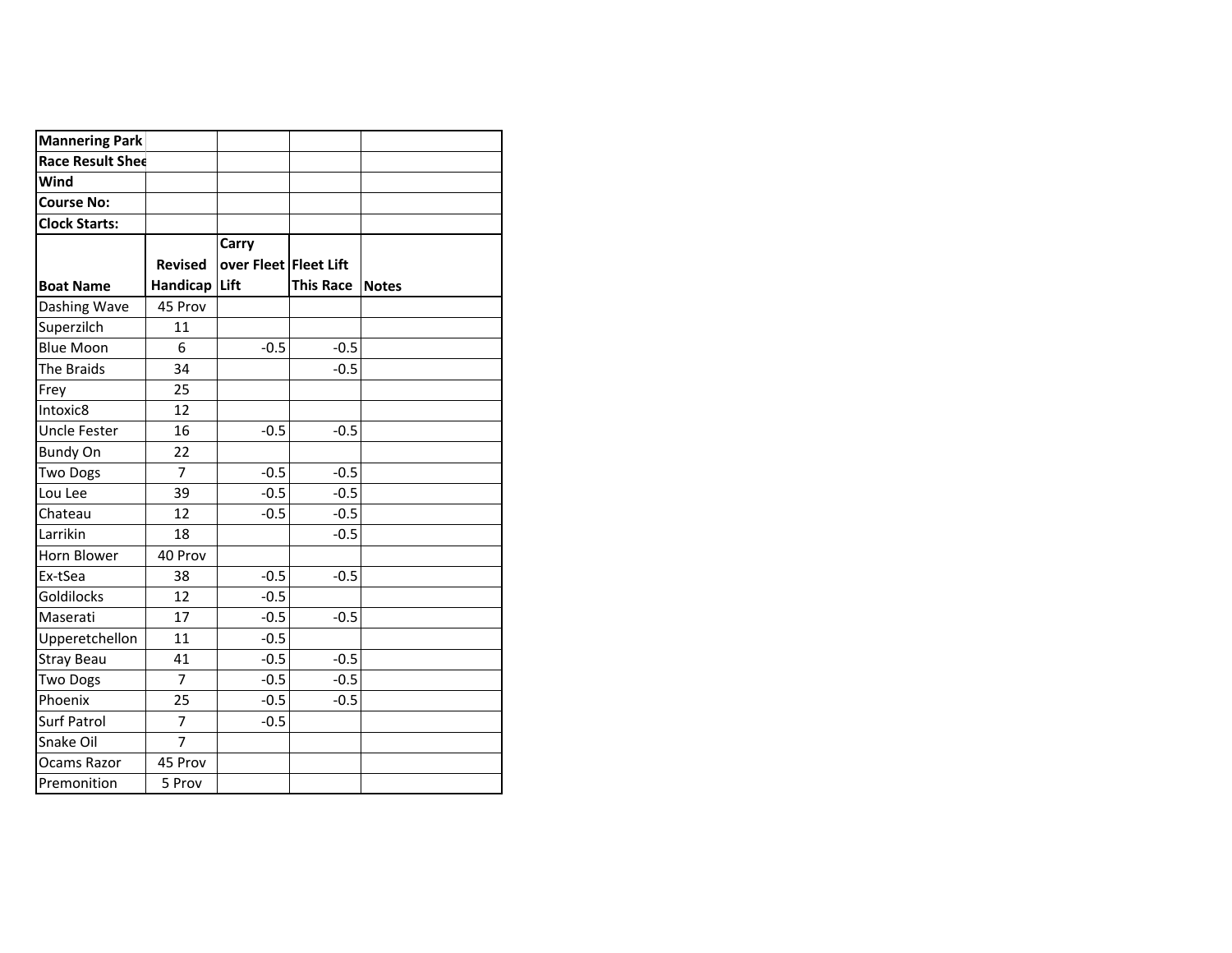| | | | | |
|---|---|---|---|---|
| **Mannering Park** | | | | |
| **Race Result Shee** | | | | |
| **Wind** | | | | |
| **Course No:** | | | | |
| **Clock Starts:** | | | | |
| **Boat Name** | **Revised Handicap** | **Carry over Fleet Lift** | **Fleet Lift This Race** | **Notes** |
| Dashing Wave | 45 Prov | | | |
| Superzilch | 11 | | | |
| Blue Moon | 6 | -0.5 | -0.5 | |
| The Braids | 34 | | -0.5 | |
| Frey | 25 | | | |
| Intoxic8 | 12 | | | |
| Uncle Fester | 16 | -0.5 | -0.5 | |
| Bundy On | 22 | | | |
| Two Dogs | 7 | -0.5 | -0.5 | |
| Lou Lee | 39 | -0.5 | -0.5 | |
| Chateau | 12 | -0.5 | -0.5 | |
| Larrikin | 18 | | -0.5 | |
| Horn Blower | 40 Prov | | | |
| Ex-tSea | 38 | -0.5 | -0.5 | |
| Goldilocks | 12 | -0.5 | | |
| Maserati | 17 | -0.5 | -0.5 | |
| Upperetchellon | 11 | -0.5 | | |
| Stray Beau | 41 | -0.5 | -0.5 | |
| Two Dogs | 7 | -0.5 | -0.5 | |
| Phoenix | 25 | -0.5 | -0.5 | |
| Surf Patrol | 7 | -0.5 | | |
| Snake Oil | 7 | | | |
| Ocams Razor | 45 Prov | | | |
| Premonition | 5 Prov | | | |